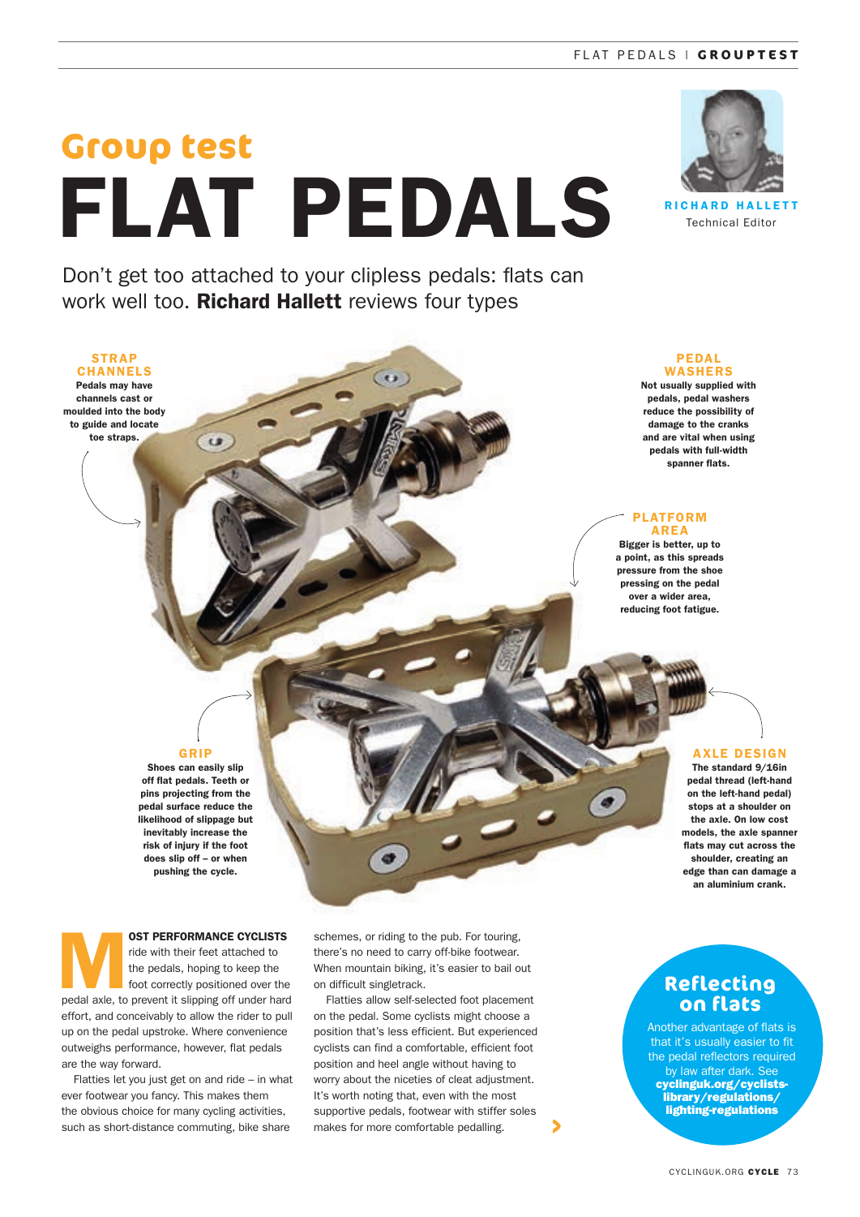# Group test

# FLAT PEDALS

**RICHARD HALLETT**
Technical Editor

Don't get too attached to your clipless pedals: flats can work well too. **Richard Hallett** reviews four types

**STRAP CHANNELS**
Pedals may have channels cast or moulded into the body to guide and locate toe straps.

**PEDAL WASHERS**
Not usually supplied with pedals, pedal washers reduce the possibility of damage to the cranks and are vital when using pedals with full-width spanner flats.

**PLATFORM AREA**
Bigger is better, up to a point, as this spreads pressure from the shoe pressing on the pedal over a wider area, reducing foot fatigue.

**GRIP**
Shoes can easily slip off flat pedals. Teeth or pins projecting from the pedal surface reduce the likelihood of slippage but inevitably increase the risk of injury if the foot does slip off – or when pushing the cycle.

**AXLE DESIGN**
The standard 9/16in pedal thread (left-hand on the left-hand pedal) stops at a shoulder on the axle. On low cost models, the axle spanner flats may cut across the shoulder, creating an edge than can damage a an aluminium crank.

**MOST PERFORMANCE CYCLISTS** ride with their feet attached to the pedals, hoping to keep the foot correctly positioned over the pedal axle, to prevent it slipping off under hard effort, and conceivably to allow the rider to pull up on the pedal upstroke. Where convenience outweighs performance, however, flat pedals are the way forward.

Flatties let you just get on and ride – in what ever footwear you fancy. This makes them the obvious choice for many cycling activities, such as short-distance commuting, bike share schemes, or riding to the pub. For touring, there's no need to carry off-bike footwear. When mountain biking, it's easier to bail out on difficult singletrack.

Flatties allow self-selected foot placement on the pedal. Some cyclists might choose a position that's less efficient. But experienced cyclists can find a comfortable, efficient foot position and heel angle without having to worry about the niceties of cleat adjustment. It's worth noting that, even with the most supportive pedals, footwear with stiffer soles makes for more comfortable pedalling.

## Reflecting on flats

Another advantage of flats is that it's usually easier to fit the pedal reflectors required by law after dark. See **cyclinguk.org/cyclists-library/regulations/lighting-regulations**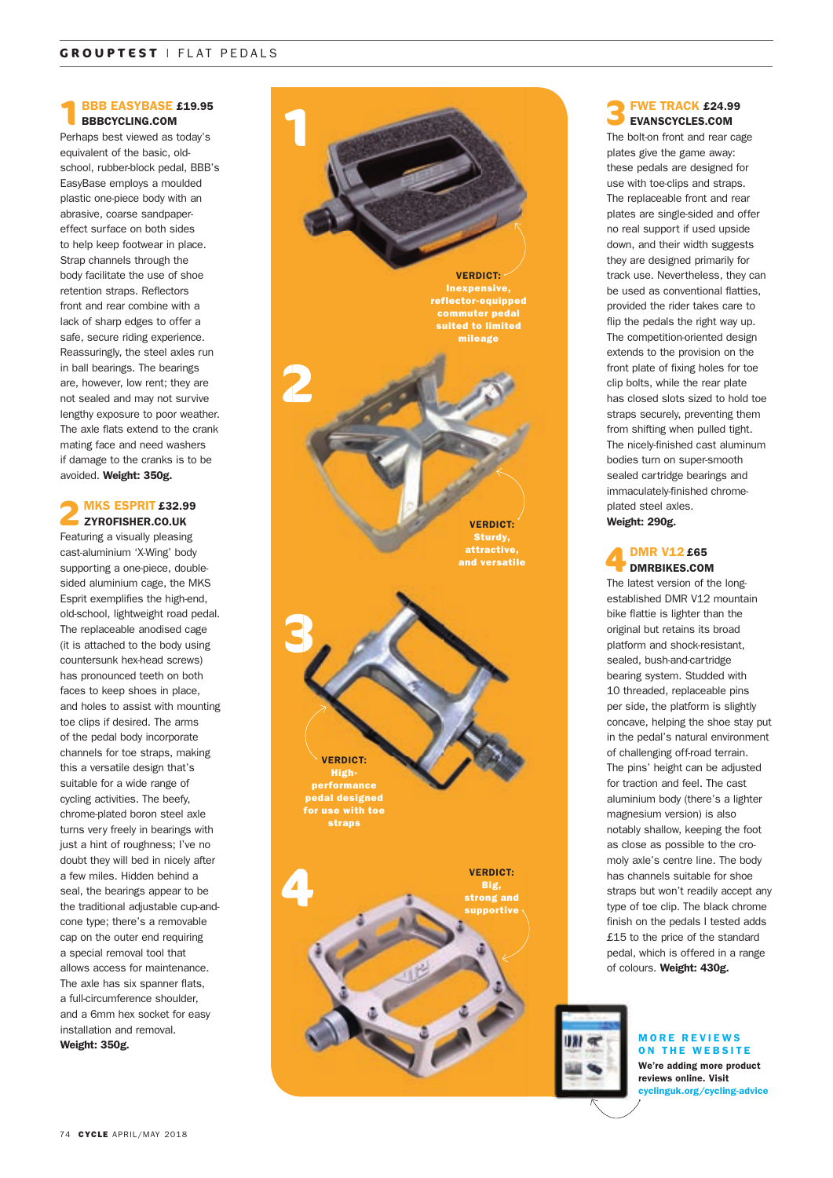## 1 BBB EASYBASE £19.95
**BBBCYCLING.COM**

Perhaps best viewed as today's equivalent of the basic, old-school, rubber-block pedal, BBB's EasyBase employs a moulded plastic one-piece body with an abrasive, coarse sandpaper-effect surface on both sides to help keep footwear in place. Strap channels through the body facilitate the use of shoe retention straps. Reflectors front and rear combine with a lack of sharp edges to offer a safe, secure riding experience. Reassuringly, the steel axles run in ball bearings. The bearings are, however, low rent; they are not sealed and may not survive lengthy exposure to poor weather. The axle flats extend to the crank mating face and need washers if damage to the cranks is to be avoided. **Weight: 350g.**

## 2 MKS ESPRIT £32.99
**ZYROFISHER.CO.UK**

Featuring a visually pleasing cast-aluminium 'X-Wing' body supporting a one-piece, double-sided aluminium cage, the MKS Esprit exemplifies the high-end, old-school, lightweight road pedal. The replaceable anodised cage (it is attached to the body using countersunk hex-head screws) has pronounced teeth on both faces to keep shoes in place, and holes to assist with mounting toe clips if desired. The arms of the pedal body incorporate channels for toe straps, making this a versatile design that's suitable for a wide range of cycling activities. The beefy, chrome-plated boron steel axle turns very freely in bearings with just a hint of roughness; I've no doubt they will bed in nicely after a few miles. Hidden behind a seal, the bearings appear to be the traditional adjustable cup-and-cone type; there's a removable cap on the outer end requiring a special removal tool that allows access for maintenance. The axle has six spanner flats, a full-circumference shoulder, and a 6mm hex socket for easy installation and removal. **Weight: 350g.**

**1** VERDICT: Inexpensive, reflector-equipped commuter pedal suited to limited mileage

**2** VERDICT: Sturdy, attractive, and versatile

**3** VERDICT: High-performance pedal designed for use with toe straps

**4** VERDICT: Big, strong and supportive

## 3 FWE TRACK £24.99
**EVANSCYCLES.COM**

The bolt-on front and rear cage plates give the game away: these pedals are designed for use with toe-clips and straps. The replaceable front and rear plates are single-sided and offer no real support if used upside down, and their width suggests they are designed primarily for track use. Nevertheless, they can be used as conventional flatties, provided the rider takes care to flip the pedals the right way up. The competition-oriented design extends to the provision on the front plate of fixing holes for toe clip bolts, while the rear plate has closed slots sized to hold toe straps securely, preventing them from shifting when pulled tight. The nicely-finished cast aluminum bodies turn on super-smooth sealed cartridge bearings and immaculately-finished chrome-plated steel axles. **Weight: 290g.**

## 4 DMR V12 £65
**DMRBIKES.COM**

The latest version of the long-established DMR V12 mountain bike flattie is lighter than the original but retains its broad platform and shock-resistant, sealed, bush-and-cartridge bearing system. Studded with 10 threaded, replaceable pins per side, the platform is slightly concave, helping the shoe stay put in the pedal's natural environment of challenging off-road terrain. The pins' height can be adjusted for traction and feel. The cast aluminium body (there's a lighter magnesium version) is also notably shallow, keeping the foot as close as possible to the cro-moly axle's centre line. The body has channels suitable for shoe straps but won't readily accept any type of toe clip. The black chrome finish on the pedals I tested adds £15 to the price of the standard pedal, which is offered in a range of colours. **Weight: 430g.**

**MORE REVIEWS ON THE WEBSITE**
We're adding more product reviews online. Visit cyclinguk.org/cycling-advice